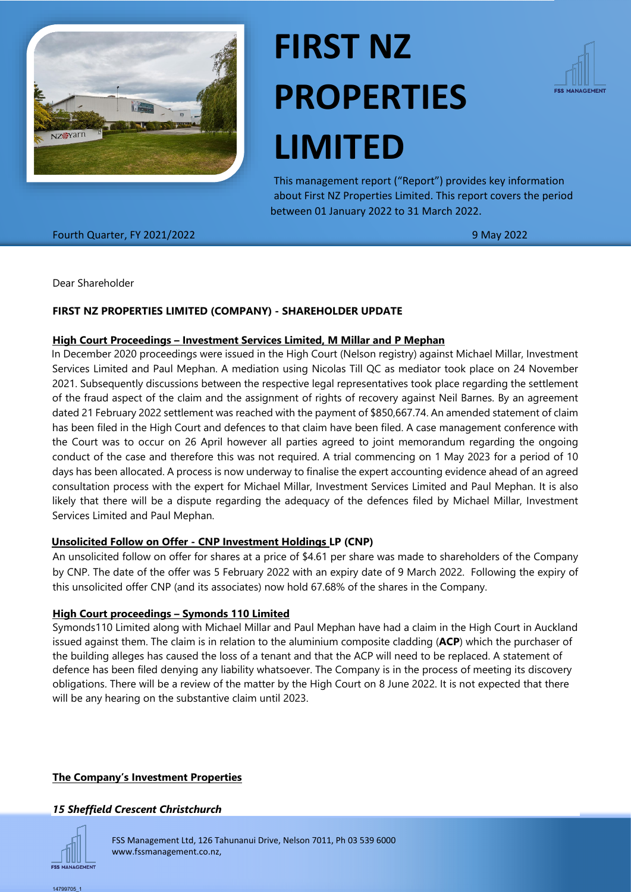# FIRST NZ PROPERTIES LIMITED

This management report ("Report") provides key information about First NZ Properties Limited. This report covers the period between 01 January 2022 to 31 March 2022.

Fourth Quarter, FY 2021/2022

9 May 2022

Dear Shareholder

**FIRST NZ PROPERTIES LIMITED (COMPANY) - SHAREHOLDER UPDATE**

**High Court Proceedings – Investment Services Limited, M Millar and P Mephan**

In December 2020 proceedings were issued in the High Court (Nelson registry) against Michael Millar, Investment Services Limited and Paul Mephan. A mediation using Nicolas Till QC as mediator took place on 24 November 2021. Subsequently discussions between the respective legal representatives took place regarding the settlement of the fraud aspect of the claim and the assignment of rights of recovery against Neil Barnes. By an agreement dated 21 February 2022 settlement was reached with the payment of $850,667.74. An amended statement of claim has been filed in the High Court and defences to that claim have been filed. A case management conference with the Court was to occur on 26 April however all parties agreed to joint memorandum regarding the ongoing conduct of the case and therefore this was not required. A trial commencing on 1 May 2023 for a period of 10 days has been allocated. A process is now underway to finalise the expert accounting evidence ahead of an agreed consultation process with the expert for Michael Millar, Investment Services Limited and Paul Mephan. It is also likely that there will be a dispute regarding the adequacy of the defences filed by Michael Millar, Investment Services Limited and Paul Mephan.

**Unsolicited Follow on Offer - CNP Investment Holdings LP (CNP)**

An unsolicited follow on offer for shares at a price of $4.61 per share was made to shareholders of the Company by CNP. The date of the offer was 5 February 2022 with an expiry date of 9 March 2022. Following the expiry of this unsolicited offer CNP (and its associates) now hold 67.68% of the shares in the Company.

**High Court proceedings – Symonds 110 Limited**

Symonds110 Limited along with Michael Millar and Paul Mephan have had a claim in the High Court in Auckland issued against them. The claim is in relation to the aluminium composite cladding (**ACP**) which the purchaser of the building alleges has caused the loss of a tenant and that the ACP will need to be replaced. A statement of defence has been filed denying any liability whatsoever. The Company is in the process of meeting its discovery obligations. There will be a review of the matter by the High Court on 8 June 2022. It is not expected that there will be any hearing on the substantive claim until 2023.

**The Company's Investment Properties**

***15 Sheffield Crescent Christchurch***

FSS Management Ltd, 126 Tahunanui Drive, Nelson 7011, Ph 03 539 6000
www.fssmanagement.co.nz,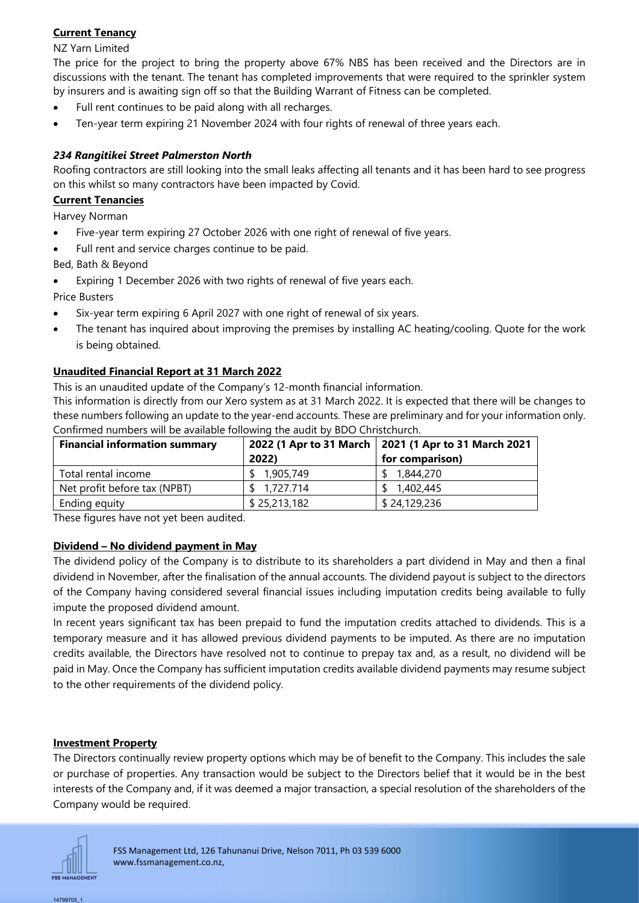**Current Tenancy**

NZ Yarn Limited

The price for the project to bring the property above 67% NBS has been received and the Directors are in discussions with the tenant. The tenant has completed improvements that were required to the sprinkler system by insurers and is awaiting sign off so that the Building Warrant of Fitness can be completed.

- Full rent continues to be paid along with all recharges.
- Ten-year term expiring 21 November 2024 with four rights of renewal of three years each.

***234 Rangitikei Street Palmerston North***

Roofing contractors are still looking into the small leaks affecting all tenants and it has been hard to see progress on this whilst so many contractors have been impacted by Covid.

**Current Tenancies**

Harvey Norman

- Five-year term expiring 27 October 2026 with one right of renewal of five years.
- Full rent and service charges continue to be paid.

Bed, Bath & Beyond

- Expiring 1 December 2026 with two rights of renewal of five years each.

Price Busters

- Six-year term expiring 6 April 2027 with one right of renewal of six years.
- The tenant has inquired about improving the premises by installing AC heating/cooling. Quote for the work is being obtained.

**Unaudited Financial Report at 31 March 2022**

This is an unaudited update of the Company's 12-month financial information.

This information is directly from our Xero system as at 31 March 2022. It is expected that there will be changes to these numbers following an update to the year-end accounts. These are preliminary and for your information only. Confirmed numbers will be available following the audit by BDO Christchurch.

| Financial information summary | 2022 (1 Apr to 31 March 2022) | 2021 (1 Apr to 31 March 2021 for comparison) |
|---|---|---|
| Total rental income | $ 1,905,749 | $ 1,844,270 |
| Net profit before tax (NPBT) | $ 1,727.714 | $ 1,402,445 |
| Ending equity | $ 25,213,182 | $ 24,129,236 |

These figures have not yet been audited.

**Dividend – No dividend payment in May**

The dividend policy of the Company is to distribute to its shareholders a part dividend in May and then a final dividend in November, after the finalisation of the annual accounts. The dividend payout is subject to the directors of the Company having considered several financial issues including imputation credits being available to fully impute the proposed dividend amount.

In recent years significant tax has been prepaid to fund the imputation credits attached to dividends. This is a temporary measure and it has allowed previous dividend payments to be imputed. As there are no imputation credits available, the Directors have resolved not to continue to prepay tax and, as a result, no dividend will be paid in May. Once the Company has sufficient imputation credits available dividend payments may resume subject to the other requirements of the dividend policy.

**Investment Property**

The Directors continually review property options which may be of benefit to the Company. This includes the sale or purchase of properties. Any transaction would be subject to the Directors belief that it would be in the best interests of the Company and, if it was deemed a major transaction, a special resolution of the shareholders of the Company would be required.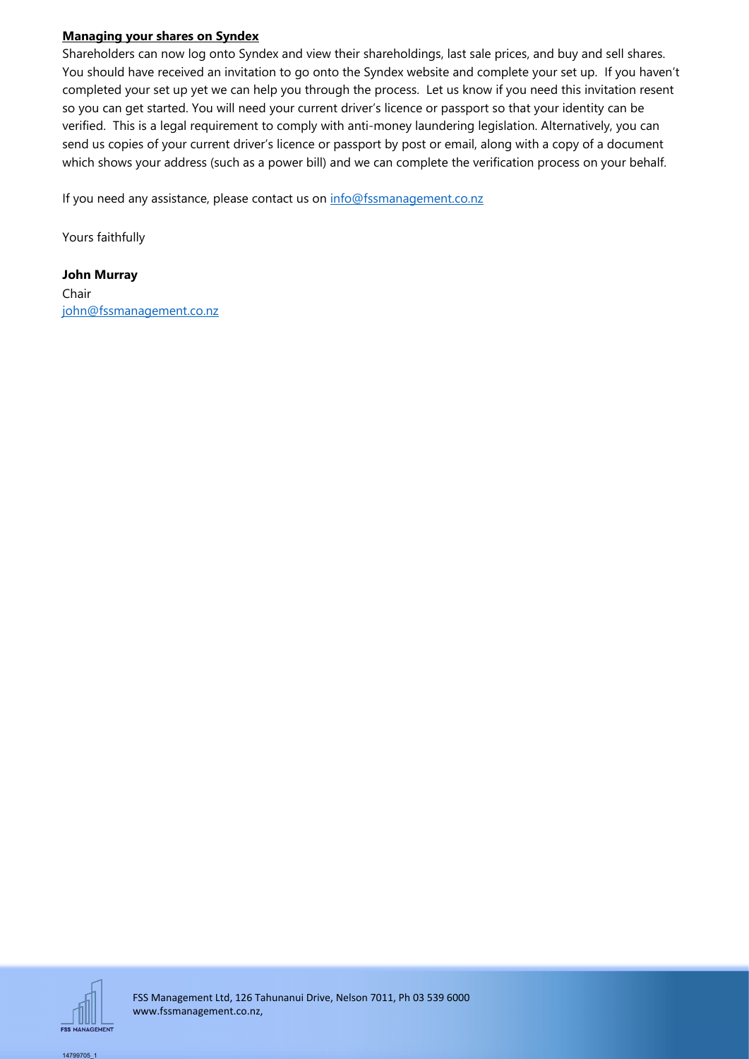**Managing your shares on Syndex**

Shareholders can now log onto Syndex and view their shareholdings, last sale prices, and buy and sell shares. You should have received an invitation to go onto the Syndex website and complete your set up. If you haven't completed your set up yet we can help you through the process. Let us know if you need this invitation resent so you can get started. You will need your current driver's licence or passport so that your identity can be verified. This is a legal requirement to comply with anti-money laundering legislation. Alternatively, you can send us copies of your current driver's licence or passport by post or email, along with a copy of a document which shows your address (such as a power bill) and we can complete the verification process on your behalf.

If you need any assistance, please contact us on info@fssmanagement.co.nz

Yours faithfully

**John Murray**
Chair
john@fssmanagement.co.nz